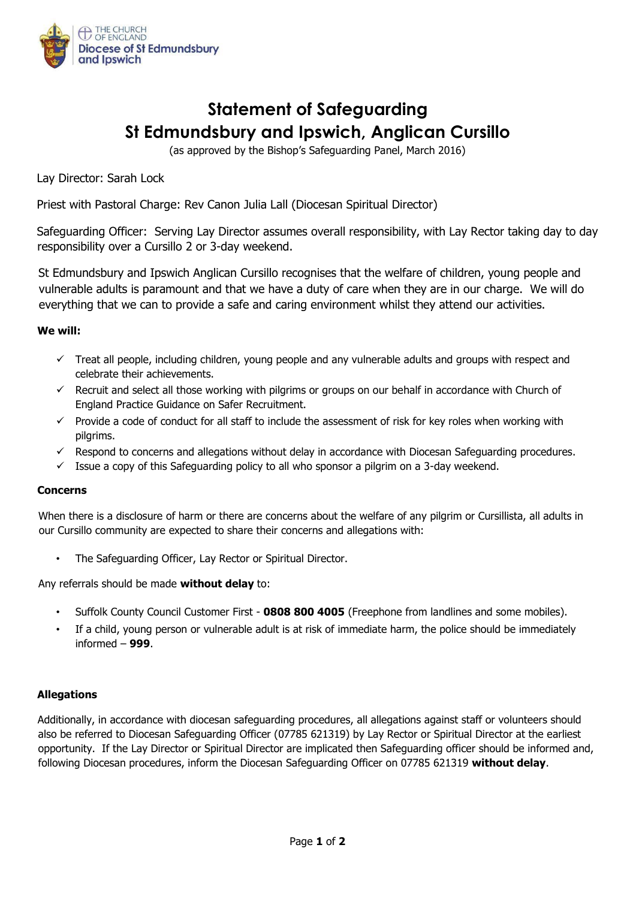# Statement of Safeguarding
# St Edmundsbury and Ipswich, Anglican Cursillo

(as approved by the Bishop's Safeguarding Panel, March 2016)

Lay Director: Sarah Lock

Priest with Pastoral Charge: Rev Canon Julia Lall (Diocesan Spiritual Director)

Safeguarding Officer: Serving Lay Director assumes overall responsibility, with Lay Rector taking day to day responsibility over a Cursillo 2 or 3-day weekend.

St Edmundsbury and Ipswich Anglican Cursillo recognises that the welfare of children, young people and vulnerable adults is paramount and that we have a duty of care when they are in our charge. We will do everything that we can to provide a safe and caring environment whilst they attend our activities.

**We will:**

- ✓ Treat all people, including children, young people and any vulnerable adults and groups with respect and celebrate their achievements.
- ✓ Recruit and select all those working with pilgrims or groups on our behalf in accordance with Church of England Practice Guidance on Safer Recruitment.
- ✓ Provide a code of conduct for all staff to include the assessment of risk for key roles when working with pilgrims.
- ✓ Respond to concerns and allegations without delay in accordance with Diocesan Safeguarding procedures.
- ✓ Issue a copy of this Safeguarding policy to all who sponsor a pilgrim on a 3-day weekend.

**Concerns**

When there is a disclosure of harm or there are concerns about the welfare of any pilgrim or Cursillista, all adults in our Cursillo community are expected to share their concerns and allegations with:

- The Safeguarding Officer, Lay Rector or Spiritual Director.

Any referrals should be made **without delay** to:

- Suffolk County Council Customer First - **0808 800 4005** (Freephone from landlines and some mobiles).
- If a child, young person or vulnerable adult is at risk of immediate harm, the police should be immediately informed – **999**.

**Allegations**

Additionally, in accordance with diocesan safeguarding procedures, all allegations against staff or volunteers should also be referred to Diocesan Safeguarding Officer (07785 621319) by Lay Rector or Spiritual Director at the earliest opportunity. If the Lay Director or Spiritual Director are implicated then Safeguarding officer should be informed and, following Diocesan procedures, inform the Diocesan Safeguarding Officer on 07785 621319 **without delay**.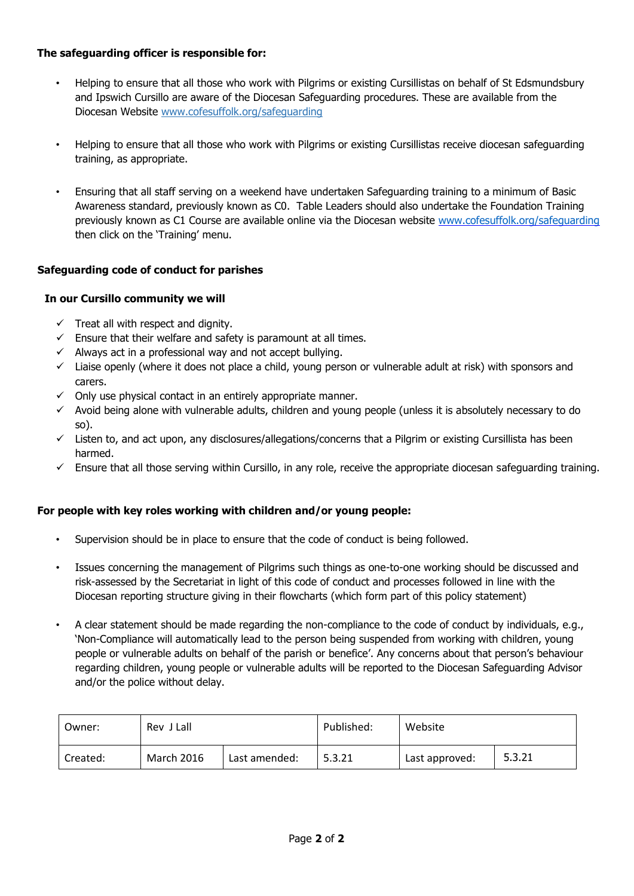**The safeguarding officer is responsible for:**

- Helping to ensure that all those who work with Pilgrims or existing Cursillistas on behalf of St Edsmundsbury and Ipswich Cursillo are aware of the Diocesan Safeguarding procedures. These are available from the Diocesan Website [www.cofesuffolk.org/safeguarding](www.cofesuffolk.org/safeguarding)

- Helping to ensure that all those who work with Pilgrims or existing Cursillistas receive diocesan safeguarding training, as appropriate.

- Ensuring that all staff serving on a weekend have undertaken Safeguarding training to a minimum of Basic Awareness standard, previously known as C0. Table Leaders should also undertake the Foundation Training previously known as C1 Course are available online via the Diocesan website [www.cofesuffolk.org/safeguarding](www.cofesuffolk.org/safeguarding) then click on the 'Training' menu.

**Safeguarding code of conduct for parishes**

**In our Cursillo community we will**

- ✓ Treat all with respect and dignity.
- ✓ Ensure that their welfare and safety is paramount at all times.
- ✓ Always act in a professional way and not accept bullying.
- ✓ Liaise openly (where it does not place a child, young person or vulnerable adult at risk) with sponsors and carers.
- ✓ Only use physical contact in an entirely appropriate manner.
- ✓ Avoid being alone with vulnerable adults, children and young people (unless it is absolutely necessary to do so).
- ✓ Listen to, and act upon, any disclosures/allegations/concerns that a Pilgrim or existing Cursillista has been harmed.
- ✓ Ensure that all those serving within Cursillo, in any role, receive the appropriate diocesan safeguarding training.

**For people with key roles working with children and/or young people:**

- Supervision should be in place to ensure that the code of conduct is being followed.

- Issues concerning the management of Pilgrims such things as one-to-one working should be discussed and risk-assessed by the Secretariat in light of this code of conduct and processes followed in line with the Diocesan reporting structure giving in their flowcharts (which form part of this policy statement)

- A clear statement should be made regarding the non-compliance to the code of conduct by individuals, e.g., 'Non-Compliance will automatically lead to the person being suspended from working with children, young people or vulnerable adults on behalf of the parish or benefice'. Any concerns about that person's behaviour regarding children, young people or vulnerable adults will be reported to the Diocesan Safeguarding Advisor and/or the police without delay.

| | | | | | |
|---|---|---|---|---|---|
| Owner: | Rev J Lall | | Published: | Website | |
| Created: | March 2016 | Last amended: | 5.3.21 | Last approved: | 5.3.21 |